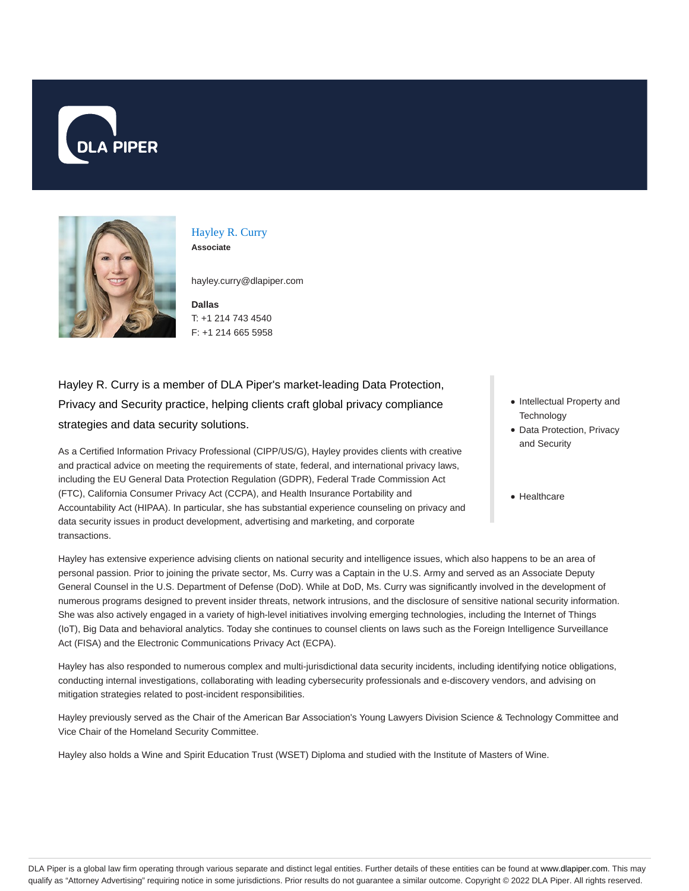# Hayley R. Curry

**Associate**

hayley.curry@dlapiper.com

**Dallas**
T: +1 214 743 4540
F: +1 214 665 5958

Hayley R. Curry is a member of DLA Piper's market-leading Data Protection, Privacy and Security practice, helping clients craft global privacy compliance strategies and data security solutions.

- Intellectual Property and Technology
- Data Protection, Privacy and Security

- Healthcare

As a Certified Information Privacy Professional (CIPP/US/G), Hayley provides clients with creative and practical advice on meeting the requirements of state, federal, and international privacy laws, including the EU General Data Protection Regulation (GDPR), Federal Trade Commission Act (FTC), California Consumer Privacy Act (CCPA), and Health Insurance Portability and Accountability Act (HIPAA). In particular, she has substantial experience counseling on privacy and data security issues in product development, advertising and marketing, and corporate transactions.

Hayley has extensive experience advising clients on national security and intelligence issues, which also happens to be an area of personal passion. Prior to joining the private sector, Ms. Curry was a Captain in the U.S. Army and served as an Associate Deputy General Counsel in the U.S. Department of Defense (DoD). While at DoD, Ms. Curry was significantly involved in the development of numerous programs designed to prevent insider threats, network intrusions, and the disclosure of sensitive national security information. She was also actively engaged in a variety of high-level initiatives involving emerging technologies, including the Internet of Things (IoT), Big Data and behavioral analytics. Today she continues to counsel clients on laws such as the Foreign Intelligence Surveillance Act (FISA) and the Electronic Communications Privacy Act (ECPA).

Hayley has also responded to numerous complex and multi-jurisdictional data security incidents, including identifying notice obligations, conducting internal investigations, collaborating with leading cybersecurity professionals and e-discovery vendors, and advising on mitigation strategies related to post-incident responsibilities.

Hayley previously served as the Chair of the American Bar Association's Young Lawyers Division Science & Technology Committee and Vice Chair of the Homeland Security Committee.

Hayley also holds a Wine and Spirit Education Trust (WSET) Diploma and studied with the Institute of Masters of Wine.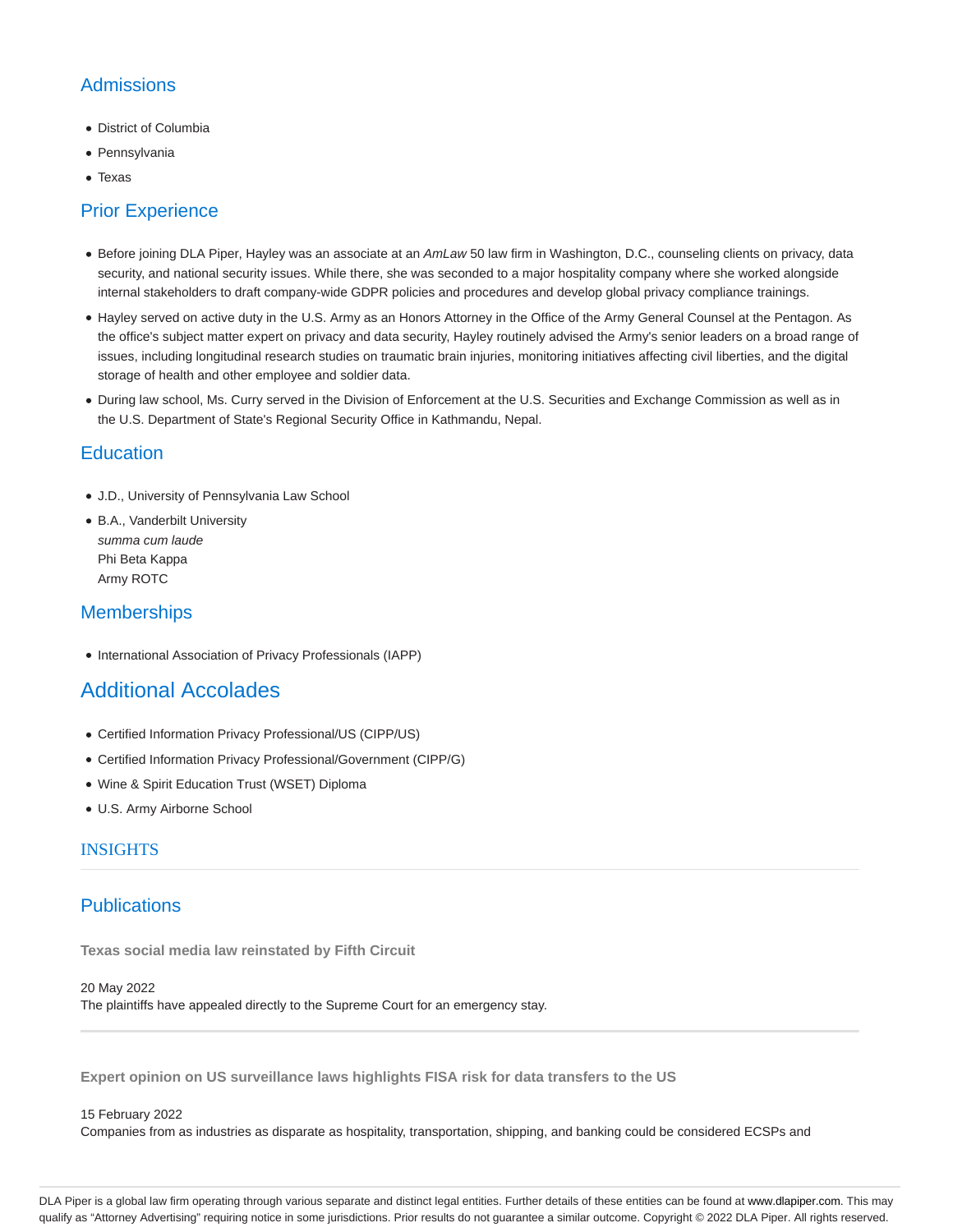## Admissions

- District of Columbia
- Pennsylvania
- Texas

## Prior Experience

- Before joining DLA Piper, Hayley was an associate at an *AmLaw* 50 law firm in Washington, D.C., counseling clients on privacy, data security, and national security issues. While there, she was seconded to a major hospitality company where she worked alongside internal stakeholders to draft company-wide GDPR policies and procedures and develop global privacy compliance trainings.
- Hayley served on active duty in the U.S. Army as an Honors Attorney in the Office of the Army General Counsel at the Pentagon. As the office's subject matter expert on privacy and data security, Hayley routinely advised the Army's senior leaders on a broad range of issues, including longitudinal research studies on traumatic brain injuries, monitoring initiatives affecting civil liberties, and the digital storage of health and other employee and soldier data.
- During law school, Ms. Curry served in the Division of Enforcement at the U.S. Securities and Exchange Commission as well as in the U.S. Department of State's Regional Security Office in Kathmandu, Nepal.

## Education

- J.D., University of Pennsylvania Law School
- B.A., Vanderbilt University
  *summa cum laude*
  Phi Beta Kappa
  Army ROTC

## Memberships

- International Association of Privacy Professionals (IAPP)

## Additional Accolades

- Certified Information Privacy Professional/US (CIPP/US)
- Certified Information Privacy Professional/Government (CIPP/G)
- Wine & Spirit Education Trust (WSET) Diploma
- U.S. Army Airborne School

## INSIGHTS

## Publications

**Texas social media law reinstated by Fifth Circuit**

20 May 2022
The plaintiffs have appealed directly to the Supreme Court for an emergency stay.

---

**Expert opinion on US surveillance laws highlights FISA risk for data transfers to the US**

15 February 2022
Companies from as industries as disparate as hospitality, transportation, shipping, and banking could be considered ECSPs and

DLA Piper is a global law firm operating through various separate and distinct legal entities. Further details of these entities can be found at www.dlapiper.com. This may qualify as "Attorney Advertising" requiring notice in some jurisdictions. Prior results do not guarantee a similar outcome. Copyright © 2022 DLA Piper. All rights reserved.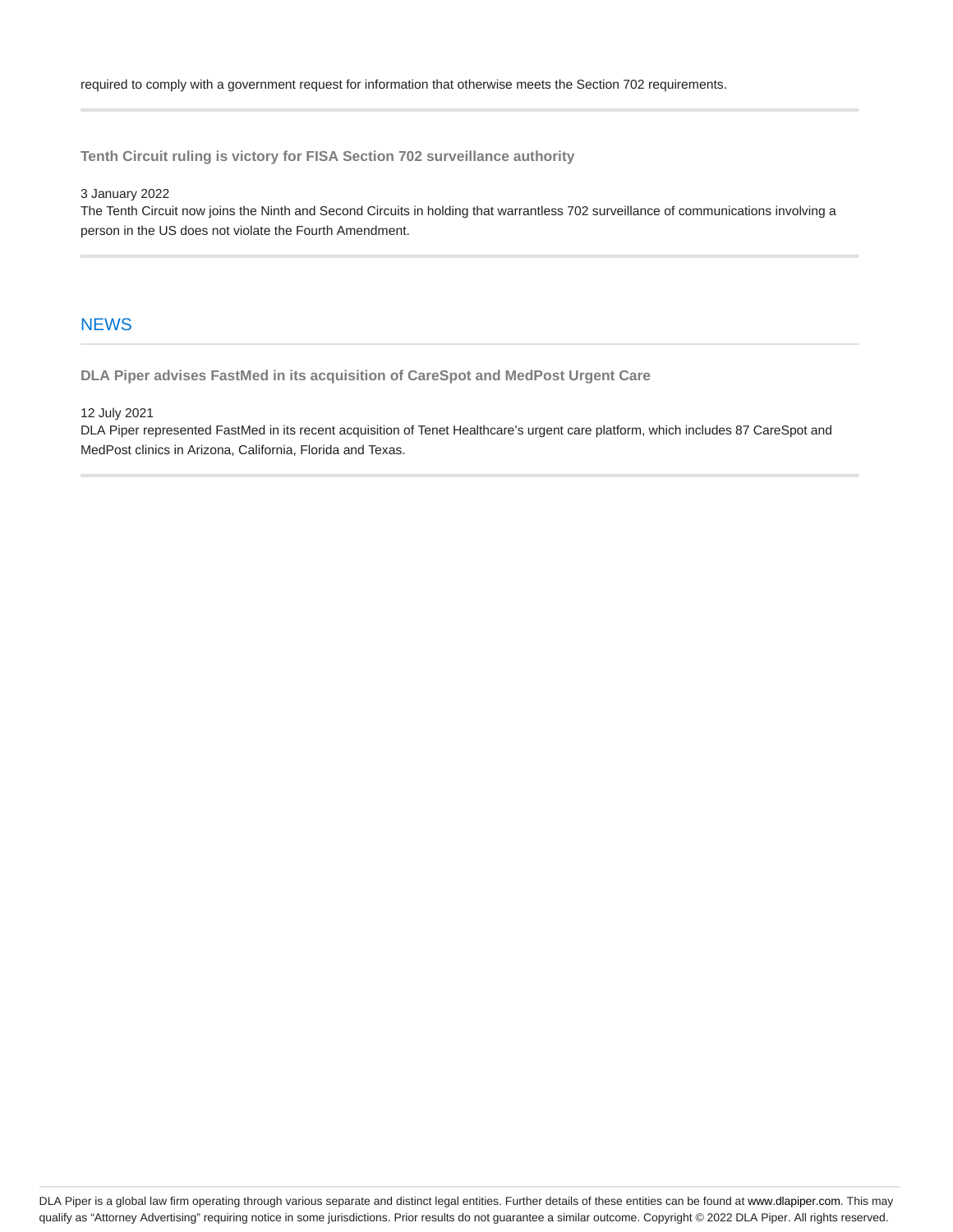required to comply with a government request for information that otherwise meets the Section 702 requirements.

---

**Tenth Circuit ruling is victory for FISA Section 702 surveillance authority**

3 January 2022

The Tenth Circuit now joins the Ninth and Second Circuits in holding that warrantless 702 surveillance of communications involving a person in the US does not violate the Fourth Amendment.

---

## NEWS

**DLA Piper advises FastMed in its acquisition of CareSpot and MedPost Urgent Care**

12 July 2021

DLA Piper represented FastMed in its recent acquisition of Tenet Healthcare's urgent care platform, which includes 87 CareSpot and MedPost clinics in Arizona, California, Florida and Texas.

---

DLA Piper is a global law firm operating through various separate and distinct legal entities. Further details of these entities can be found at www.dlapiper.com. This may qualify as "Attorney Advertising" requiring notice in some jurisdictions. Prior results do not guarantee a similar outcome. Copyright © 2022 DLA Piper. All rights reserved.